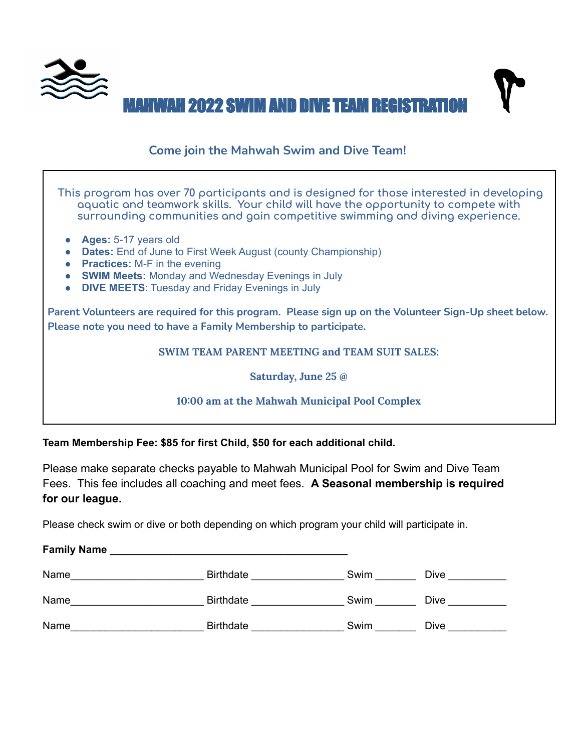# MAHWAH 2022 SWIM AND DIVE TEAM REGISTRATION

## Come join the Mahwah Swim and Dive Team!

This program has over 70 participants and is designed for those interested in developing aquatic and teamwork skills. Your child will have the opportunity to compete with surrounding communities and gain competitive swimming and diving experience.

- **Ages:** 5-17 years old
- **Dates:** End of June to First Week August (county Championship)
- **Practices:** M-F in the evening
- **SWIM Meets:** Monday and Wednesday Evenings in July
- **DIVE MEETS**: Tuesday and Friday Evenings in July

**Parent Volunteers are required for this program. Please sign up on the Volunteer Sign-Up sheet below.**
**Please note you need to have a Family Membership to participate.**

**SWIM TEAM PARENT MEETING and TEAM SUIT SALES:**

**Saturday, June 25 @**

**10:00 am at the Mahwah Municipal Pool Complex**

**Team Membership Fee: $85 for first Child, $50 for each additional child.**

Please make separate checks payable to Mahwah Municipal Pool for Swim and Dive Team Fees. This fee includes all coaching and meet fees. **A Seasonal membership is required for our league.**

Please check swim or dive or both depending on which program your child will participate in.

**Family Name** ___________________________________________

Name______________________ Birthdate _______________ Swim _______ Dive __________

Name______________________ Birthdate _______________ Swim _______ Dive __________

Name______________________ Birthdate _______________ Swim _______ Dive __________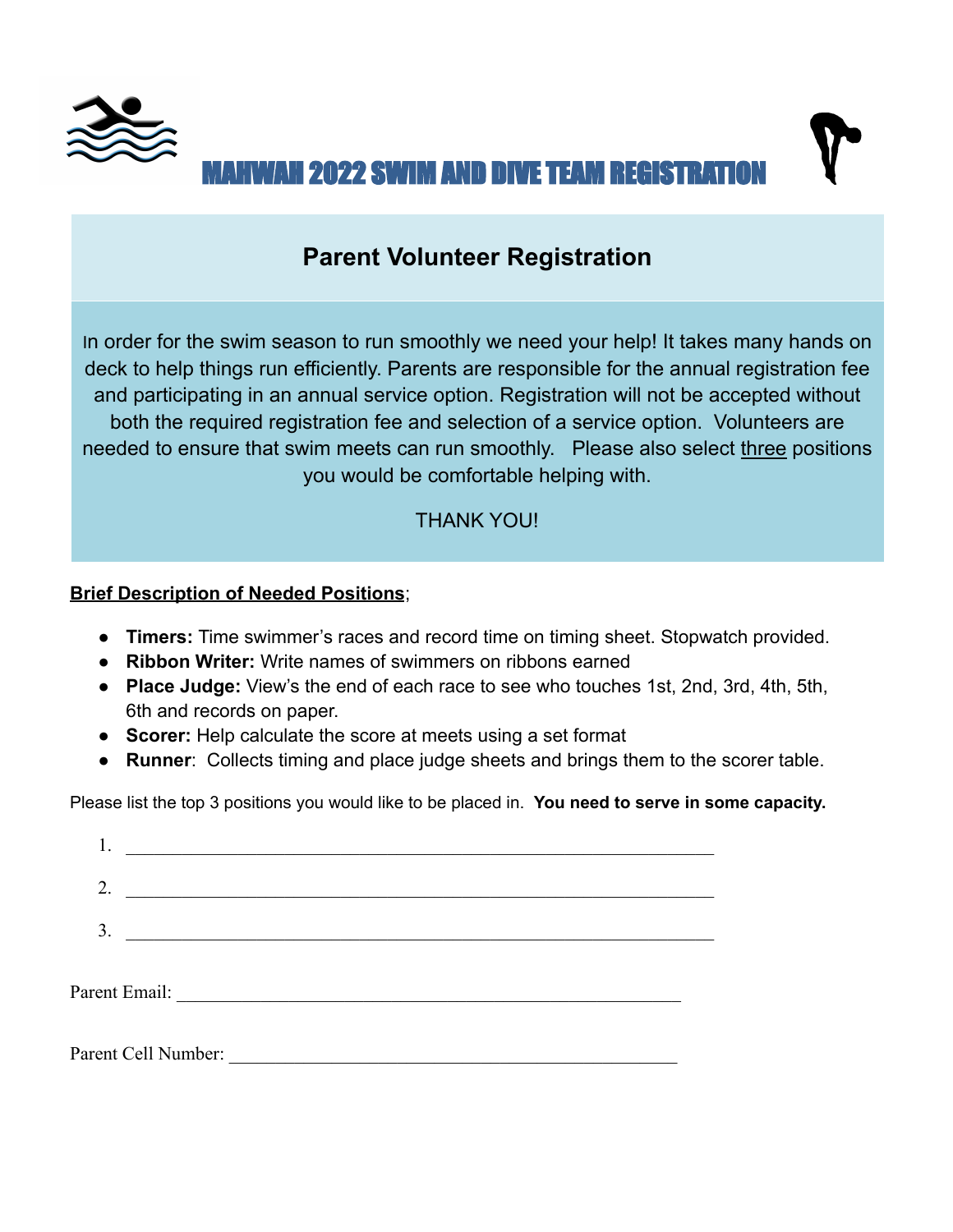# MAHWAH 2022 SWIM AND DIVE TEAM REGISTRATION

## Parent Volunteer Registration

In order for the swim season to run smoothly we need your help! It takes many hands on deck to help things run efficiently. Parents are responsible for the annual registration fee and participating in an annual service option. Registration will not be accepted without both the required registration fee and selection of a service option. Volunteers are needed to ensure that swim meets can run smoothly. Please also select <u>three</u> positions you would be comfortable helping with.

THANK YOU!

**<u>Brief Description of Needed Positions</u>**;

- **Timers:** Time swimmer's races and record time on timing sheet. Stopwatch provided.
- **Ribbon Writer:** Write names of swimmers on ribbons earned
- **Place Judge:** View's the end of each race to see who touches 1st, 2nd, 3rd, 4th, 5th, 6th and records on paper.
- **Scorer:** Help calculate the score at meets using a set format
- **Runner**: Collects timing and place judge sheets and brings them to the scorer table.

Please list the top 3 positions you would like to be placed in. **You need to serve in some capacity.**

1. ______________________________________________________________
2. ______________________________________________________________
3. ______________________________________________________________

Parent Email: ____________________________________________________

Parent Cell Number: _______________________________________________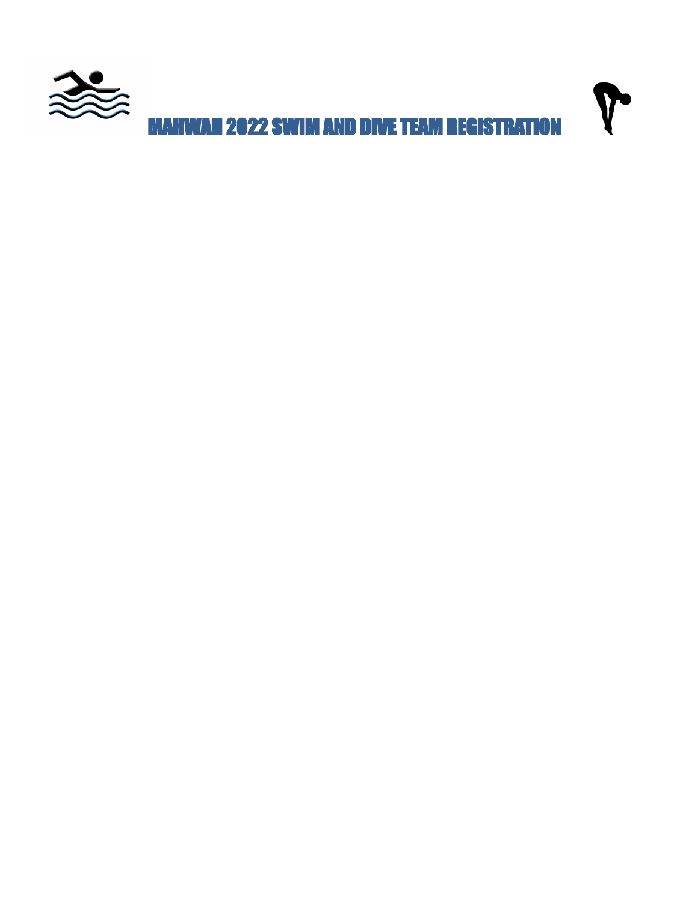# MAHWAH 2022 SWIM AND DIVE TEAM REGISTRATION